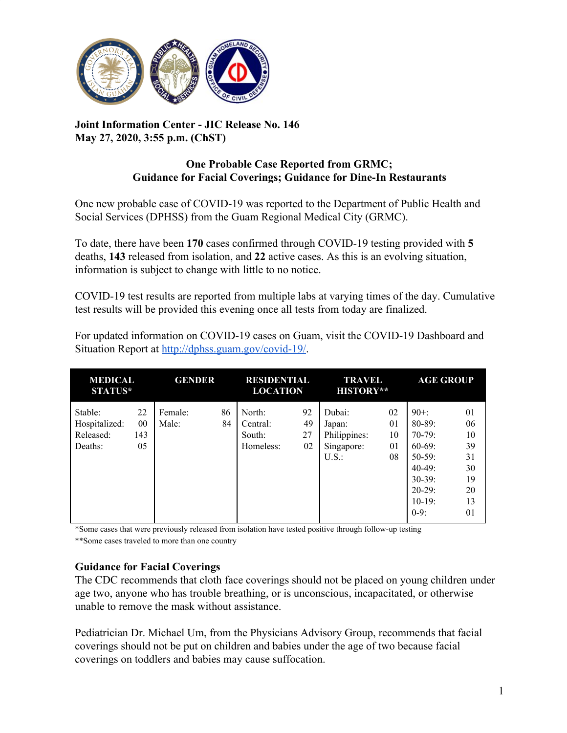**Joint Information Center - JIC Release No. 146**
**May 27, 2020, 3:55 p.m. (ChST)**

## One Probable Case Reported from GRMC; Guidance for Facial Coverings; Guidance for Dine-In Restaurants

One new probable case of COVID-19 was reported to the Department of Public Health and Social Services (DPHSS) from the Guam Regional Medical City (GRMC).

To date, there have been **170** cases confirmed through COVID-19 testing provided with **5** deaths, **143** released from isolation, and **22** active cases. As this is an evolving situation, information is subject to change with little to no notice.

COVID-19 test results are reported from multiple labs at varying times of the day. Cumulative test results will be provided this evening once all tests from today are finalized.

For updated information on COVID-19 cases on Guam, visit the COVID-19 Dashboard and Situation Report at http://dphss.guam.gov/covid-19/.

| MEDICAL STATUS* | | GENDER | | RESIDENTIAL LOCATION | | TRAVEL HISTORY** | | AGE GROUP | |
|---|---|---|---|---|---|---|---|---|---|
| Stable: | 22 | Female: | 86 | North: | 92 | Dubai: | 02 | 90+: | 01 |
| Hospitalized: | 00 | Male: | 84 | Central: | 49 | Japan: | 01 | 80-89: | 06 |
| Released: | 143 | | | South: | 27 | Philippines: | 10 | 70-79: | 10 |
| Deaths: | 05 | | | Homeless: | 02 | Singapore: | 01 | 60-69: | 39 |
| | | | | | | U.S.: | 08 | 50-59: | 31 |
| | | | | | | | | 40-49: | 30 |
| | | | | | | | | 30-39: | 19 |
| | | | | | | | | 20-29: | 20 |
| | | | | | | | | 10-19: | 13 |
| | | | | | | | | 0-9: | 01 |

*Some cases that were previously released from isolation have tested positive through follow-up testing

**Some cases traveled to more than one country

### Guidance for Facial Coverings

The CDC recommends that cloth face coverings should not be placed on young children under age two, anyone who has trouble breathing, or is unconscious, incapacitated, or otherwise unable to remove the mask without assistance.

Pediatrician Dr. Michael Um, from the Physicians Advisory Group, recommends that facial coverings should not be put on children and babies under the age of two because facial coverings on toddlers and babies may cause suffocation.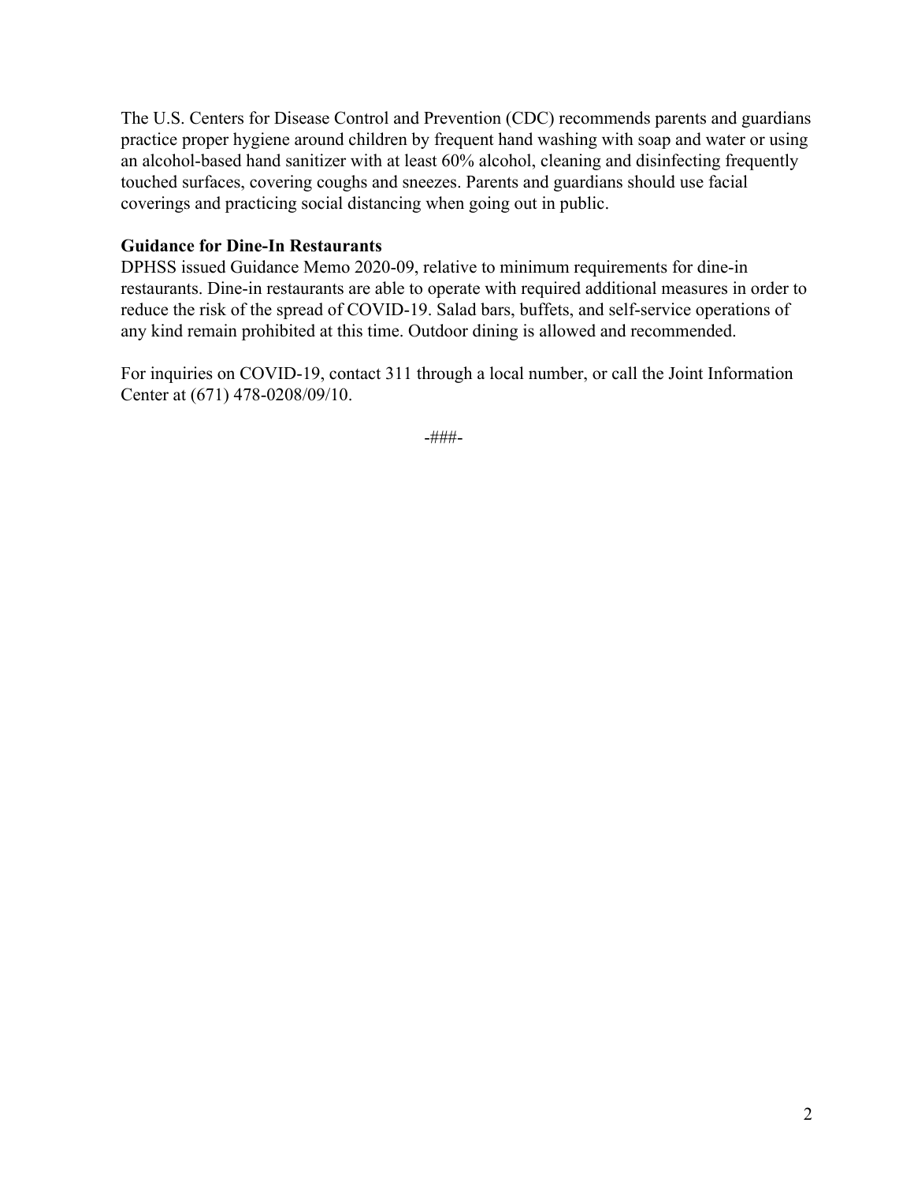The U.S. Centers for Disease Control and Prevention (CDC) recommends parents and guardians practice proper hygiene around children by frequent hand washing with soap and water or using an alcohol-based hand sanitizer with at least 60% alcohol, cleaning and disinfecting frequently touched surfaces, covering coughs and sneezes. Parents and guardians should use facial coverings and practicing social distancing when going out in public.

**Guidance for Dine-In Restaurants**

DPHSS issued Guidance Memo 2020-09, relative to minimum requirements for dine-in restaurants. Dine-in restaurants are able to operate with required additional measures in order to reduce the risk of the spread of COVID-19. Salad bars, buffets, and self-service operations of any kind remain prohibited at this time. Outdoor dining is allowed and recommended.

For inquiries on COVID-19, contact 311 through a local number, or call the Joint Information Center at (671) 478-0208/09/10.

-###-